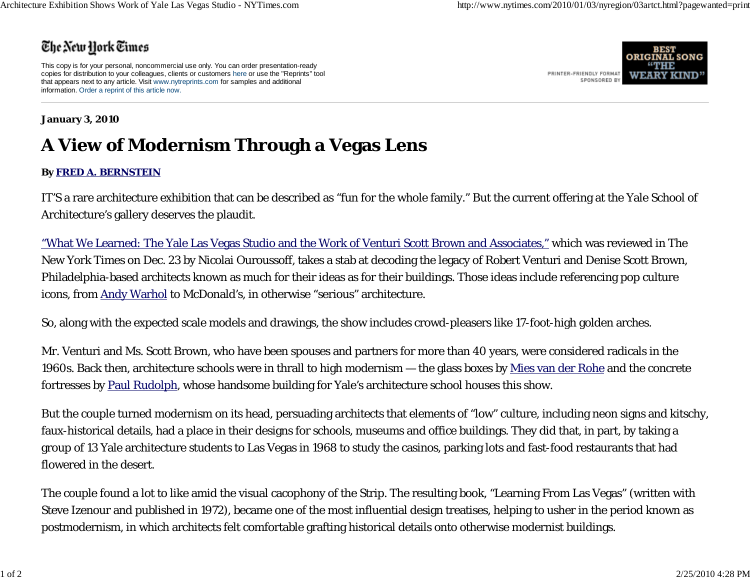# A View of Modernism Through a Vegas Lens

**January 3, 2010**

**By FRED A. BERNSTEIN**

IT'S a rare architecture exhibition that can be described as "fun for the whole family." But the current offering at the Yale School of Architecture's gallery deserves the plaudit.

"What We Learned: The Yale Las Vegas Studio and the Work of Venturi Scott Brown and Associates," which was reviewed in The New York Times on Dec. 23 by Nicolai Ouroussoff, takes a stab at decoding the legacy of Robert Venturi and Denise Scott Brown, Philadelphia-based architects known as much for their ideas as for their buildings. Those ideas include referencing pop culture icons, from Andy Warhol to McDonald's, in otherwise "serious" architecture.

So, along with the expected scale models and drawings, the show includes crowd-pleasers like 17-foot-high golden arches.

Mr. Venturi and Ms. Scott Brown, who have been spouses and partners for more than 40 years, were considered radicals in the 1960s. Back then, architecture schools were in thrall to high modernism — the glass boxes by Mies van der Rohe and the concrete fortresses by Paul Rudolph, whose handsome building for Yale's architecture school houses this show.

But the couple turned modernism on its head, persuading architects that elements of "low" culture, including neon signs and kitschy, faux-historical details, had a place in their designs for schools, museums and office buildings. They did that, in part, by taking a group of 13 Yale architecture students to Las Vegas in 1968 to study the casinos, parking lots and fast-food restaurants that had flowered in the desert.

The couple found a lot to like amid the visual cacophony of the Strip. The resulting book, "Learning From Las Vegas" (written with Steve Izenour and published in 1972), became one of the most influential design treatises, helping to usher in the period known as postmodernism, in which architects felt comfortable grafting historical details onto otherwise modernist buildings.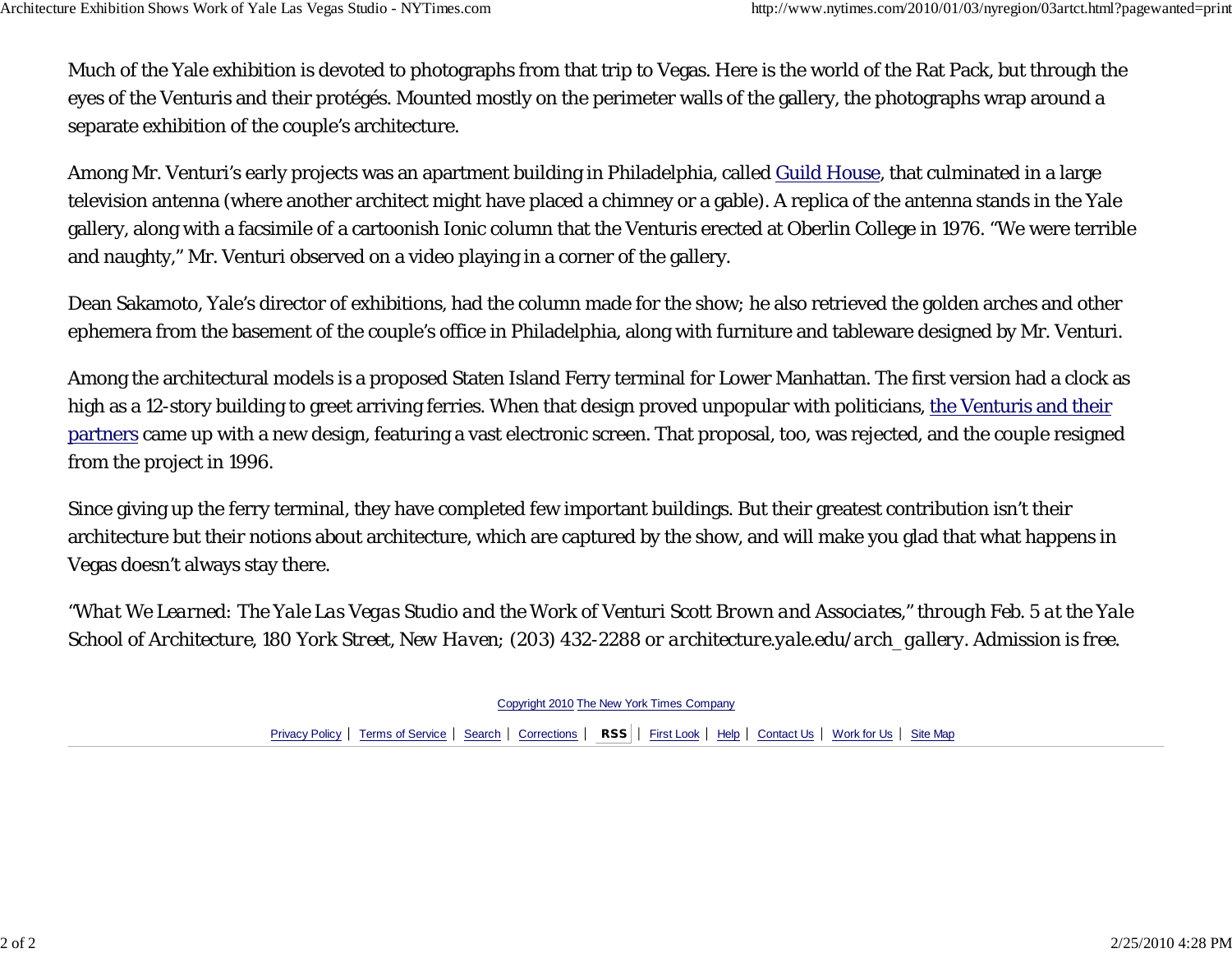Much of the Yale exhibition is devoted to photographs from that trip to Vegas. Here is the world of the Rat Pack, but through the eyes of the Venturis and their protégés. Mounted mostly on the perimeter walls of the gallery, the photographs wrap around a separate exhibition of the couple's architecture.

Among Mr. Venturi's early projects was an apartment building in Philadelphia, called Guild House, that culminated in a large television antenna (where another architect might have placed a chimney or a gable). A replica of the antenna stands in the Yale gallery, along with a facsimile of a cartoonish Ionic column that the Venturis erected at Oberlin College in 1976. "We were terrible and naughty," Mr. Venturi observed on a video playing in a corner of the gallery.

Dean Sakamoto, Yale's director of exhibitions, had the column made for the show; he also retrieved the golden arches and other ephemera from the basement of the couple's office in Philadelphia, along with furniture and tableware designed by Mr. Venturi.

Among the architectural models is a proposed Staten Island Ferry terminal for Lower Manhattan. The first version had a clock as high as a 12-story building to greet arriving ferries. When that design proved unpopular with politicians, the Venturis and their partners came up with a new design, featuring a vast electronic screen. That proposal, too, was rejected, and the couple resigned from the project in 1996.

Since giving up the ferry terminal, they have completed few important buildings. But their greatest contribution isn't their architecture but their notions about architecture, which are captured by the show, and will make you glad that what happens in Vegas doesn't always stay there.

*"What We Learned: The Yale Las Vegas Studio and the Work of Venturi Scott Brown and Associates," through Feb. 5 at the Yale School of Architecture, 180 York Street, New Haven; (203) 432-2288 or architecture.yale.edu/arch_gallery. Admission is free.*

Copyright 2010 The New York Times Company

Privacy Policy | Terms of Service | Search | Corrections | RSS | First Look | Help | Contact Us | Work for Us | Site Map